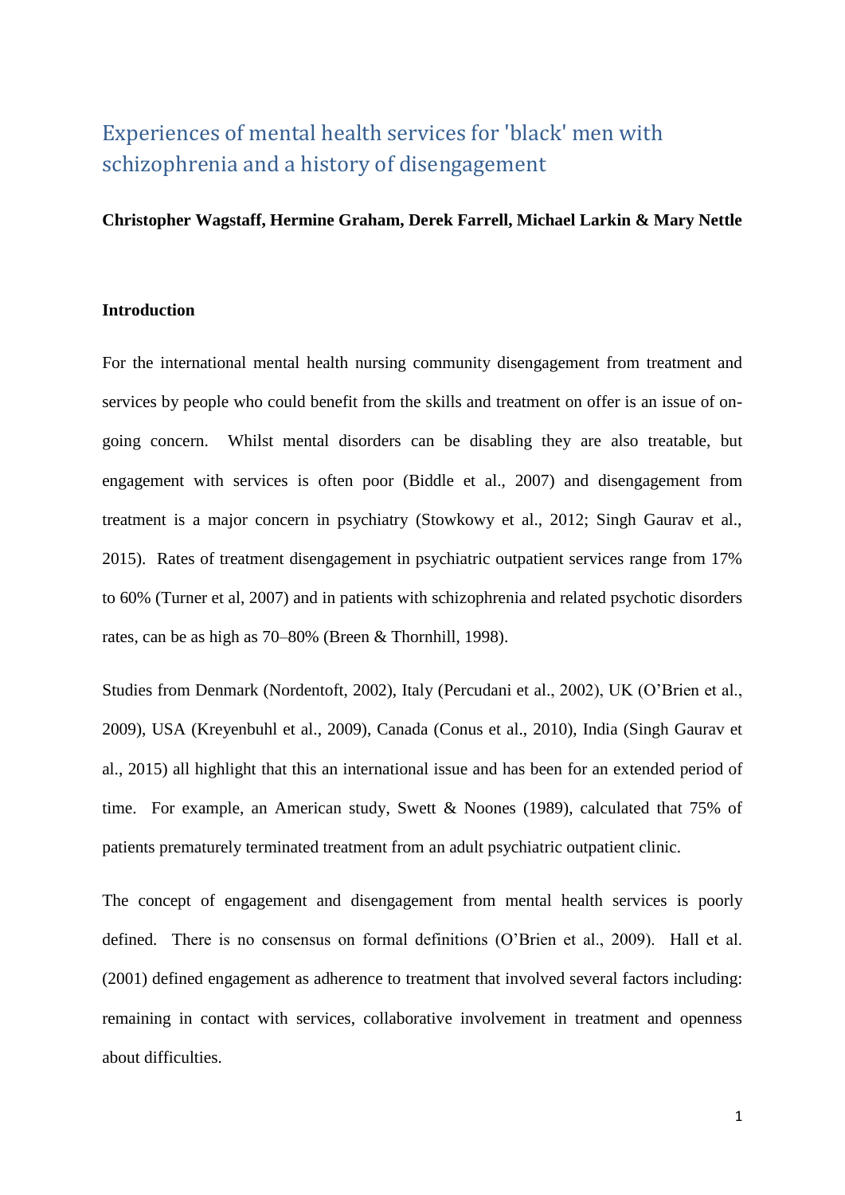# Experiences of mental health services for 'black' men with schizophrenia and a history of disengagement

**Christopher Wagstaff, Hermine Graham, Derek Farrell, Michael Larkin & Mary Nettle**

## Introduction

For the international mental health nursing community disengagement from treatment and services by people who could benefit from the skills and treatment on offer is an issue of on-going concern. Whilst mental disorders can be disabling they are also treatable, but engagement with services is often poor (Biddle et al., 2007) and disengagement from treatment is a major concern in psychiatry (Stowkowy et al., 2012; Singh Gaurav et al., 2015). Rates of treatment disengagement in psychiatric outpatient services range from 17% to 60% (Turner et al, 2007) and in patients with schizophrenia and related psychotic disorders rates, can be as high as 70–80% (Breen & Thornhill, 1998).

Studies from Denmark (Nordentoft, 2002), Italy (Percudani et al., 2002), UK (O'Brien et al., 2009), USA (Kreyenbuhl et al., 2009), Canada (Conus et al., 2010), India (Singh Gaurav et al., 2015) all highlight that this an international issue and has been for an extended period of time. For example, an American study, Swett & Noones (1989), calculated that 75% of patients prematurely terminated treatment from an adult psychiatric outpatient clinic.

The concept of engagement and disengagement from mental health services is poorly defined. There is no consensus on formal definitions (O'Brien et al., 2009). Hall et al. (2001) defined engagement as adherence to treatment that involved several factors including: remaining in contact with services, collaborative involvement in treatment and openness about difficulties.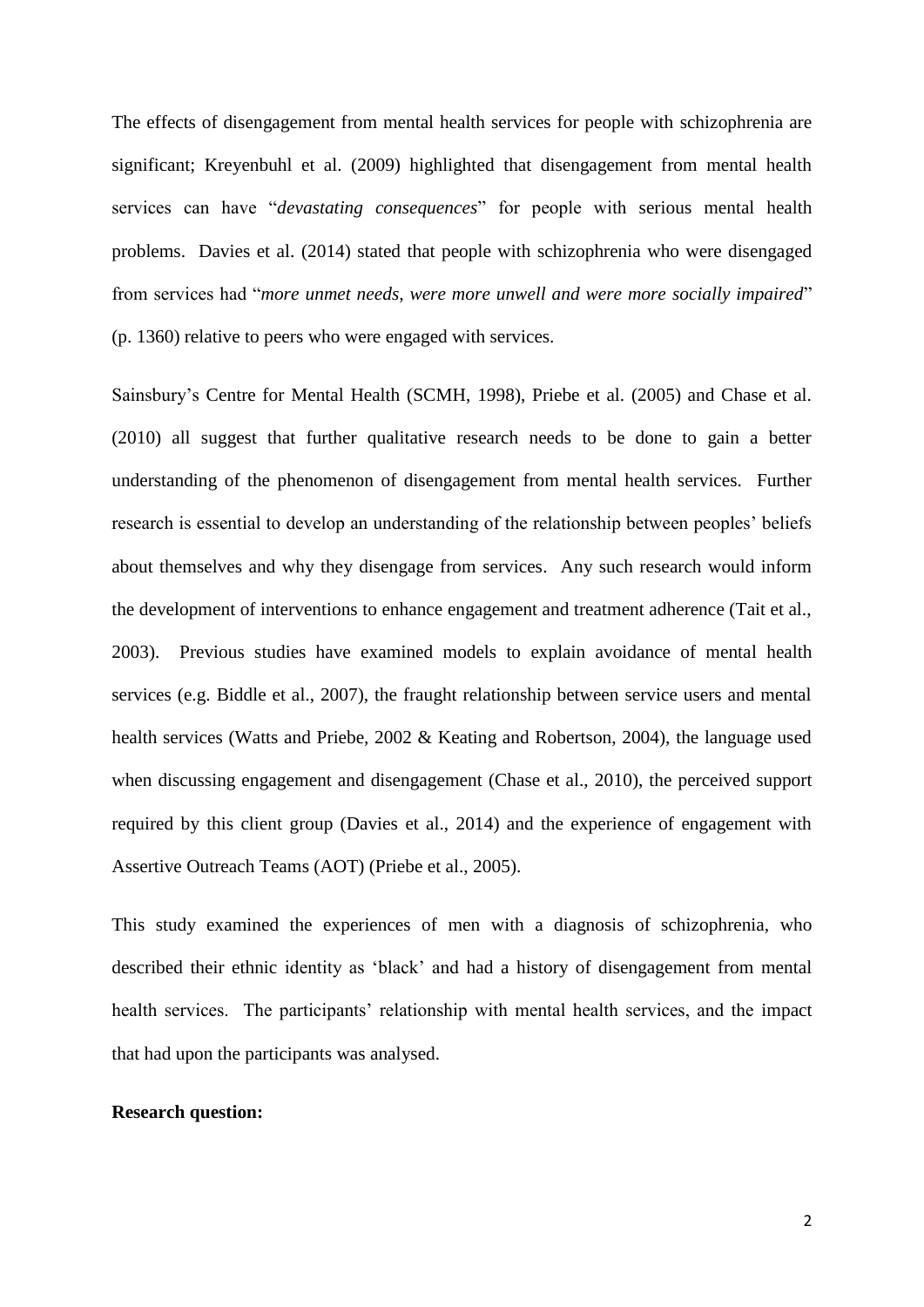The effects of disengagement from mental health services for people with schizophrenia are significant; Kreyenbuhl et al. (2009) highlighted that disengagement from mental health services can have "*devastating consequences*" for people with serious mental health problems. Davies et al. (2014) stated that people with schizophrenia who were disengaged from services had "*more unmet needs, were more unwell and were more socially impaired*" (p. 1360) relative to peers who were engaged with services.

Sainsbury's Centre for Mental Health (SCMH, 1998), Priebe et al. (2005) and Chase et al. (2010) all suggest that further qualitative research needs to be done to gain a better understanding of the phenomenon of disengagement from mental health services. Further research is essential to develop an understanding of the relationship between peoples' beliefs about themselves and why they disengage from services. Any such research would inform the development of interventions to enhance engagement and treatment adherence (Tait et al., 2003). Previous studies have examined models to explain avoidance of mental health services (e.g. Biddle et al., 2007), the fraught relationship between service users and mental health services (Watts and Priebe, 2002 & Keating and Robertson, 2004), the language used when discussing engagement and disengagement (Chase et al., 2010), the perceived support required by this client group (Davies et al., 2014) and the experience of engagement with Assertive Outreach Teams (AOT) (Priebe et al., 2005).

This study examined the experiences of men with a diagnosis of schizophrenia, who described their ethnic identity as 'black' and had a history of disengagement from mental health services. The participants' relationship with mental health services, and the impact that had upon the participants was analysed.

**Research question:**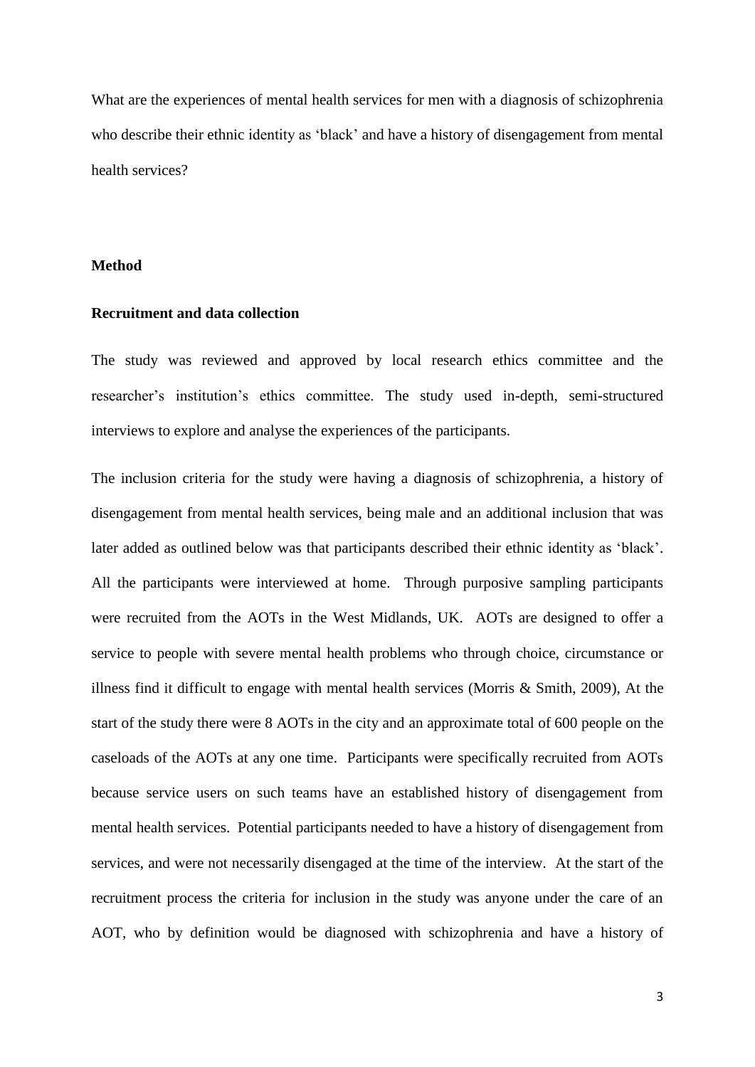What are the experiences of mental health services for men with a diagnosis of schizophrenia who describe their ethnic identity as 'black' and have a history of disengagement from mental health services?

## Method

### Recruitment and data collection

The study was reviewed and approved by local research ethics committee and the researcher's institution's ethics committee. The study used in-depth, semi-structured interviews to explore and analyse the experiences of the participants.

The inclusion criteria for the study were having a diagnosis of schizophrenia, a history of disengagement from mental health services, being male and an additional inclusion that was later added as outlined below was that participants described their ethnic identity as 'black'. All the participants were interviewed at home. Through purposive sampling participants were recruited from the AOTs in the West Midlands, UK. AOTs are designed to offer a service to people with severe mental health problems who through choice, circumstance or illness find it difficult to engage with mental health services (Morris & Smith, 2009), At the start of the study there were 8 AOTs in the city and an approximate total of 600 people on the caseloads of the AOTs at any one time. Participants were specifically recruited from AOTs because service users on such teams have an established history of disengagement from mental health services. Potential participants needed to have a history of disengagement from services, and were not necessarily disengaged at the time of the interview. At the start of the recruitment process the criteria for inclusion in the study was anyone under the care of an AOT, who by definition would be diagnosed with schizophrenia and have a history of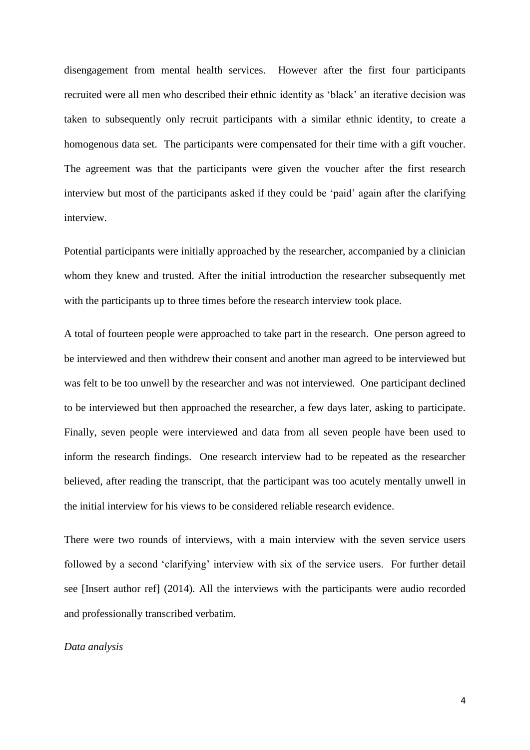disengagement from mental health services. However after the first four participants recruited were all men who described their ethnic identity as 'black' an iterative decision was taken to subsequently only recruit participants with a similar ethnic identity, to create a homogenous data set. The participants were compensated for their time with a gift voucher. The agreement was that the participants were given the voucher after the first research interview but most of the participants asked if they could be 'paid' again after the clarifying interview.

Potential participants were initially approached by the researcher, accompanied by a clinician whom they knew and trusted. After the initial introduction the researcher subsequently met with the participants up to three times before the research interview took place.

A total of fourteen people were approached to take part in the research. One person agreed to be interviewed and then withdrew their consent and another man agreed to be interviewed but was felt to be too unwell by the researcher and was not interviewed. One participant declined to be interviewed but then approached the researcher, a few days later, asking to participate. Finally, seven people were interviewed and data from all seven people have been used to inform the research findings. One research interview had to be repeated as the researcher believed, after reading the transcript, that the participant was too acutely mentally unwell in the initial interview for his views to be considered reliable research evidence.

There were two rounds of interviews, with a main interview with the seven service users followed by a second 'clarifying' interview with six of the service users. For further detail see [Insert author ref] (2014). All the interviews with the participants were audio recorded and professionally transcribed verbatim.

*Data analysis*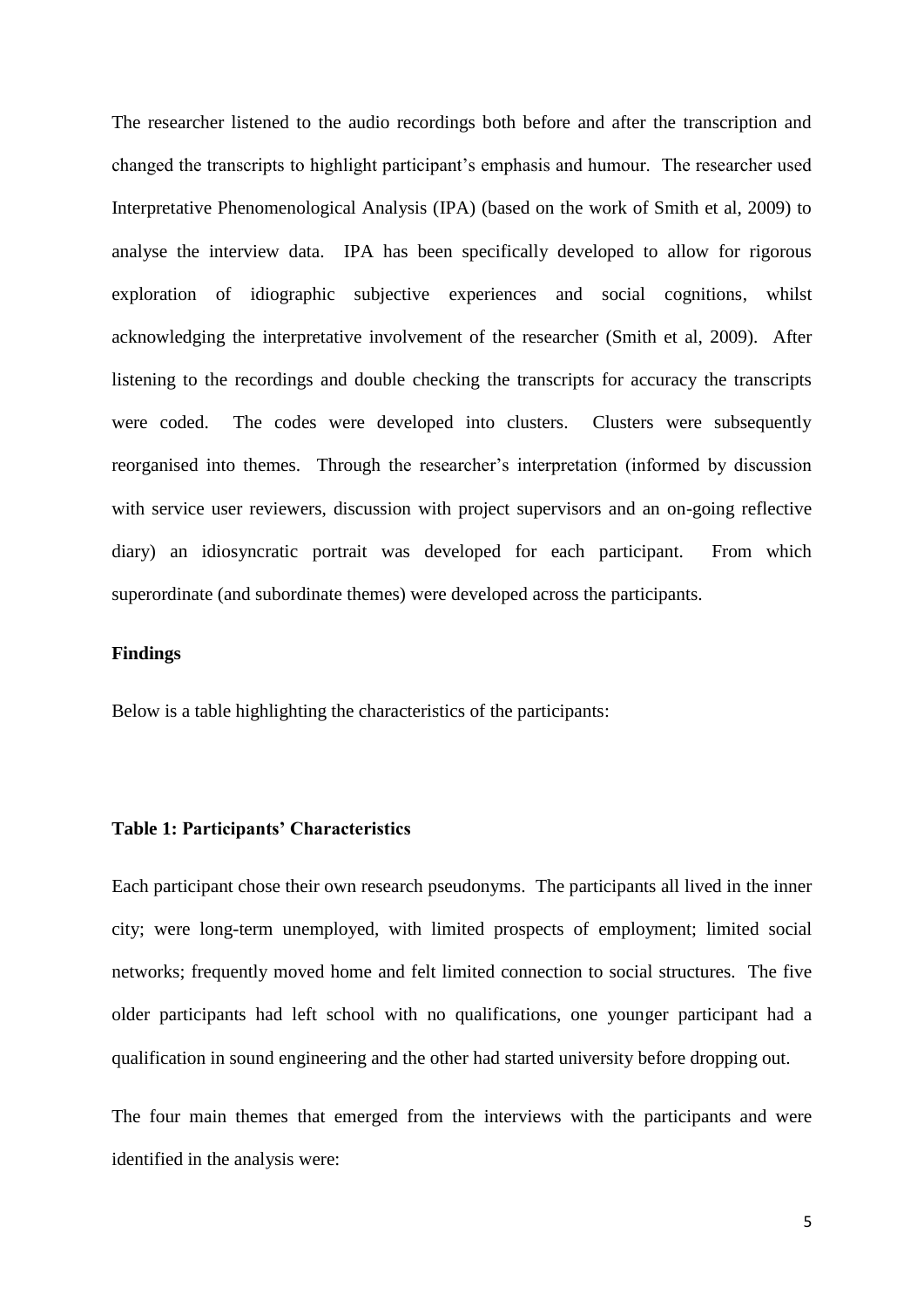The researcher listened to the audio recordings both before and after the transcription and changed the transcripts to highlight participant's emphasis and humour. The researcher used Interpretative Phenomenological Analysis (IPA) (based on the work of Smith et al, 2009) to analyse the interview data. IPA has been specifically developed to allow for rigorous exploration of idiographic subjective experiences and social cognitions, whilst acknowledging the interpretative involvement of the researcher (Smith et al, 2009). After listening to the recordings and double checking the transcripts for accuracy the transcripts were coded. The codes were developed into clusters. Clusters were subsequently reorganised into themes. Through the researcher's interpretation (informed by discussion with service user reviewers, discussion with project supervisors and an on-going reflective diary) an idiosyncratic portrait was developed for each participant. From which superordinate (and subordinate themes) were developed across the participants.

**Findings**

Below is a table highlighting the characteristics of the participants:

**Table 1: Participants' Characteristics**

Each participant chose their own research pseudonyms. The participants all lived in the inner city; were long-term unemployed, with limited prospects of employment; limited social networks; frequently moved home and felt limited connection to social structures. The five older participants had left school with no qualifications, one younger participant had a qualification in sound engineering and the other had started university before dropping out.

The four main themes that emerged from the interviews with the participants and were identified in the analysis were: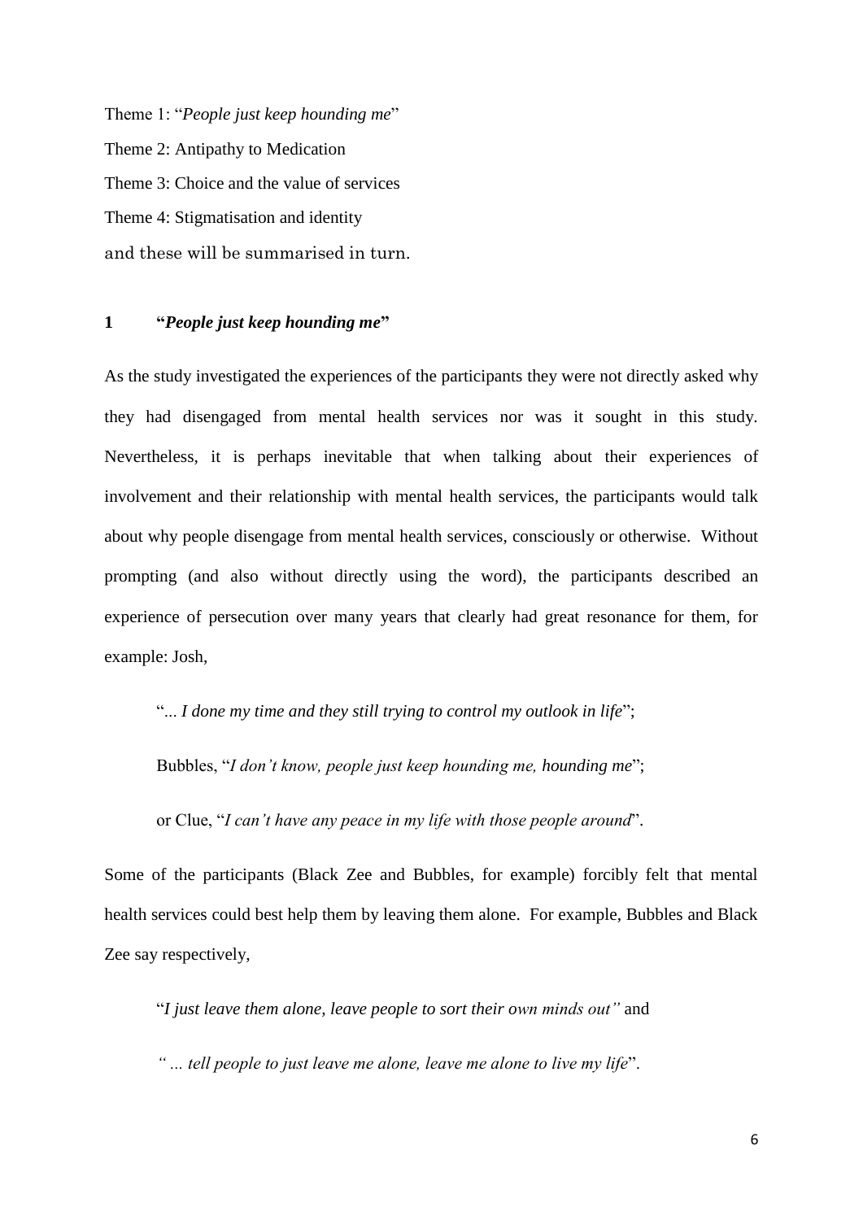Theme 1: "*People just keep hounding me*"

Theme 2: Antipathy to Medication

Theme 3: Choice and the value of services

Theme 4: Stigmatisation and identity

and these will be summarised in turn.

## 1 "*People just keep hounding me*"

As the study investigated the experiences of the participants they were not directly asked why they had disengaged from mental health services nor was it sought in this study. Nevertheless, it is perhaps inevitable that when talking about their experiences of involvement and their relationship with mental health services, the participants would talk about why people disengage from mental health services, consciously or otherwise. Without prompting (and also without directly using the word), the participants described an experience of persecution over many years that clearly had great resonance for them, for example: Josh,

> "*... I done my time and they still trying to control my outlook in life*";
>
> Bubbles, "*I don't know, people just keep hounding me, hounding me*";
>
> or Clue, "*I can't have any peace in my life with those people around*".

Some of the participants (Black Zee and Bubbles, for example) forcibly felt that mental health services could best help them by leaving them alone. For example, Bubbles and Black Zee say respectively,

> "*I just leave them alone, leave people to sort their own minds out"* and
>
> *" ... tell people to just leave me alone, leave me alone to live my life*".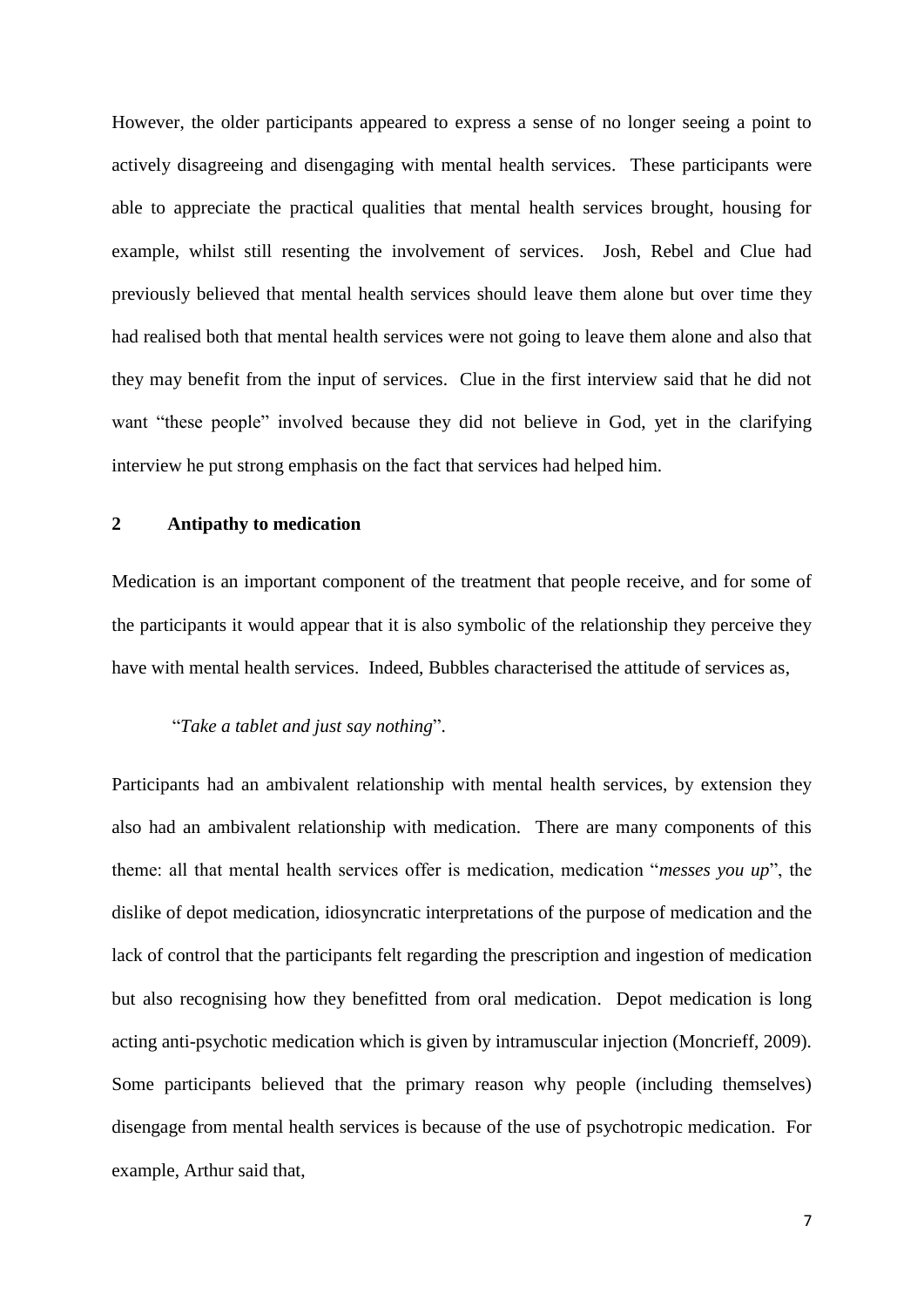However, the older participants appeared to express a sense of no longer seeing a point to actively disagreeing and disengaging with mental health services. These participants were able to appreciate the practical qualities that mental health services brought, housing for example, whilst still resenting the involvement of services. Josh, Rebel and Clue had previously believed that mental health services should leave them alone but over time they had realised both that mental health services were not going to leave them alone and also that they may benefit from the input of services. Clue in the first interview said that he did not want "these people" involved because they did not believe in God, yet in the clarifying interview he put strong emphasis on the fact that services had helped him.

## 2 Antipathy to medication

Medication is an important component of the treatment that people receive, and for some of the participants it would appear that it is also symbolic of the relationship they perceive they have with mental health services. Indeed, Bubbles characterised the attitude of services as,

> "*Take a tablet and just say nothing*".

Participants had an ambivalent relationship with mental health services, by extension they also had an ambivalent relationship with medication. There are many components of this theme: all that mental health services offer is medication, medication "*messes you up*", the dislike of depot medication, idiosyncratic interpretations of the purpose of medication and the lack of control that the participants felt regarding the prescription and ingestion of medication but also recognising how they benefitted from oral medication. Depot medication is long acting anti-psychotic medication which is given by intramuscular injection (Moncrieff, 2009). Some participants believed that the primary reason why people (including themselves) disengage from mental health services is because of the use of psychotropic medication. For example, Arthur said that,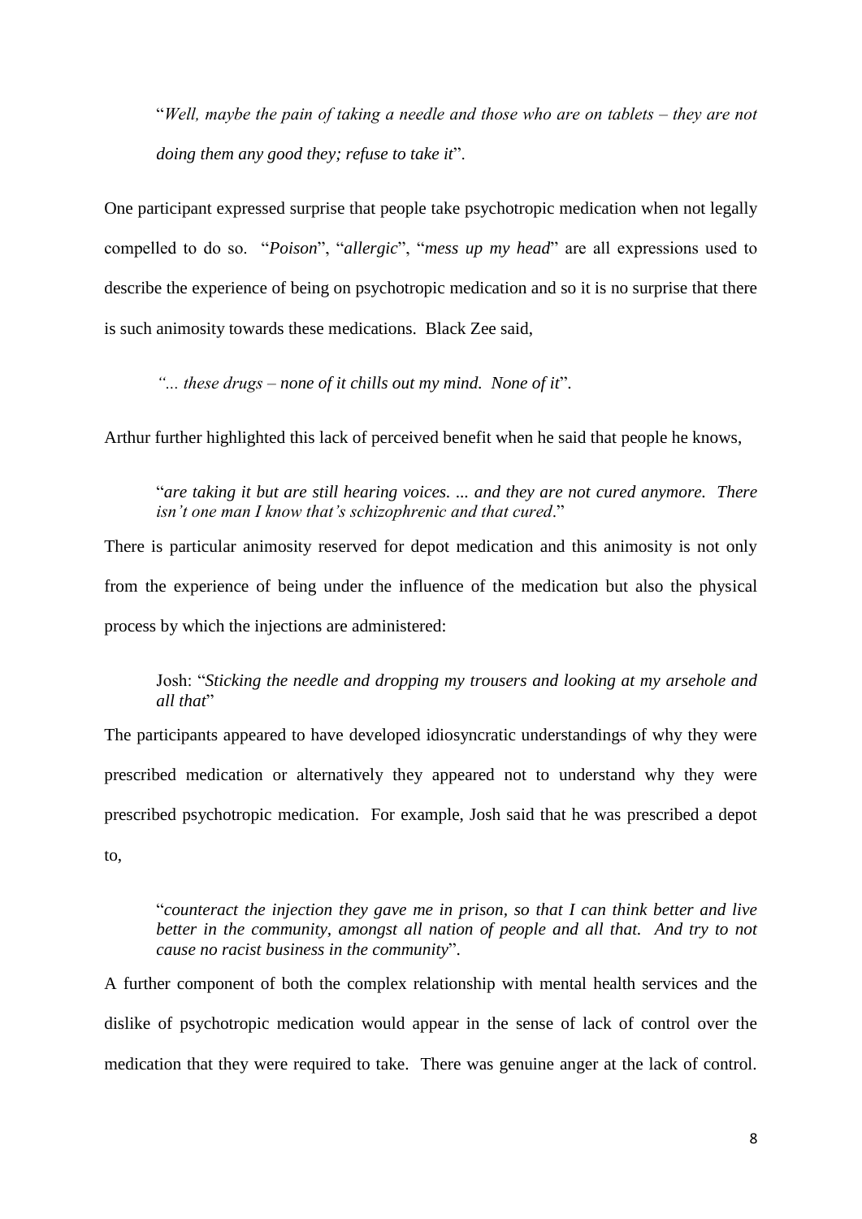> "*Well, maybe the pain of taking a needle and those who are on tablets – they are not doing them any good they; refuse to take it*".

One participant expressed surprise that people take psychotropic medication when not legally compelled to do so. "*Poison*", "*allergic*", "*mess up my head*" are all expressions used to describe the experience of being on psychotropic medication and so it is no surprise that there is such animosity towards these medications. Black Zee said,

> *"... these drugs – none of it chills out my mind. None of it*".

Arthur further highlighted this lack of perceived benefit when he said that people he knows,

> "*are taking it but are still hearing voices. ... and they are not cured anymore. There isn't one man I know that's schizophrenic and that cured*."

There is particular animosity reserved for depot medication and this animosity is not only from the experience of being under the influence of the medication but also the physical process by which the injections are administered:

> Josh: "*Sticking the needle and dropping my trousers and looking at my arsehole and all that*"

The participants appeared to have developed idiosyncratic understandings of why they were prescribed medication or alternatively they appeared not to understand why they were prescribed psychotropic medication. For example, Josh said that he was prescribed a depot to,

> "*counteract the injection they gave me in prison, so that I can think better and live better in the community, amongst all nation of people and all that. And try to not cause no racist business in the community*".

A further component of both the complex relationship with mental health services and the dislike of psychotropic medication would appear in the sense of lack of control over the medication that they were required to take. There was genuine anger at the lack of control.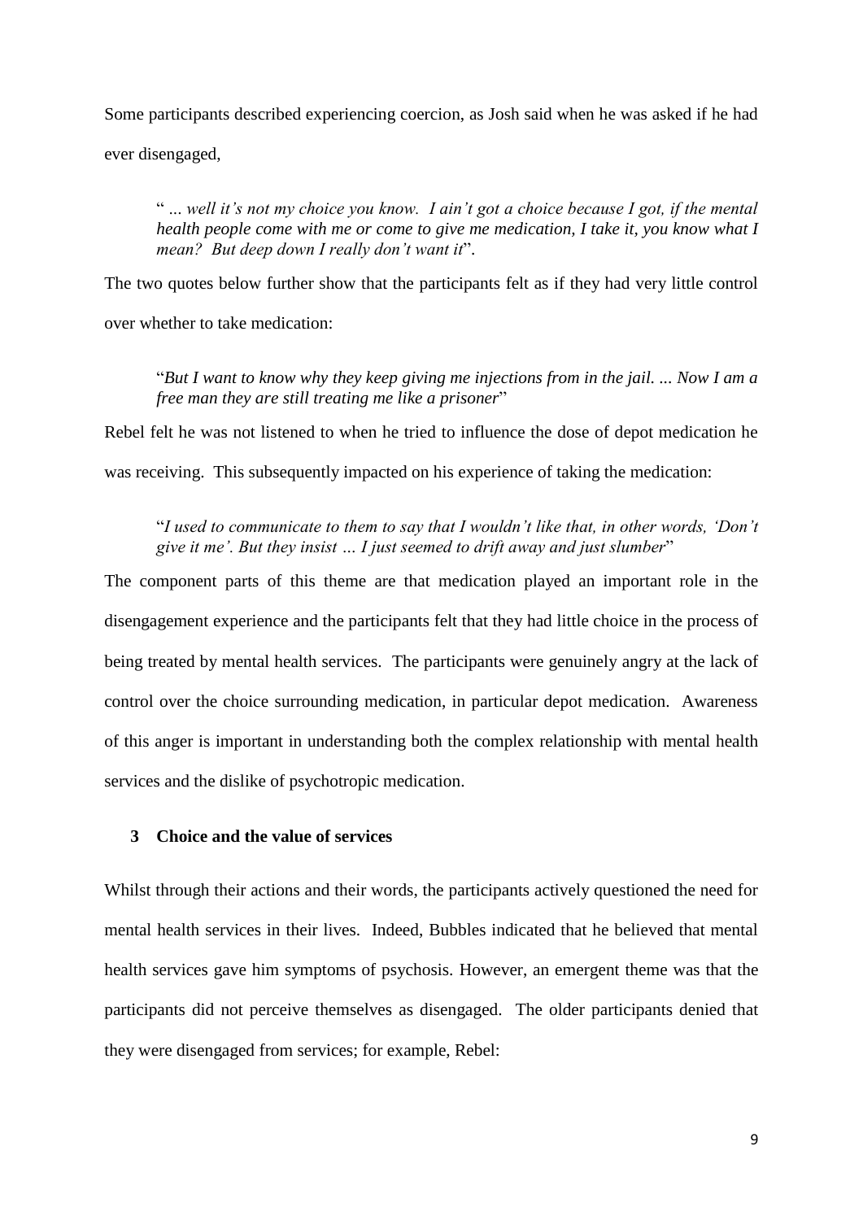Some participants described experiencing coercion, as Josh said when he was asked if he had ever disengaged,

> " *... well it's not my choice you know. I ain't got a choice because I got, if the mental health people come with me or come to give me medication, I take it, you know what I mean? But deep down I really don't want it*".

The two quotes below further show that the participants felt as if they had very little control over whether to take medication:

> "*But I want to know why they keep giving me injections from in the jail. ... Now I am a free man they are still treating me like a prisoner*"

Rebel felt he was not listened to when he tried to influence the dose of depot medication he was receiving. This subsequently impacted on his experience of taking the medication:

> "*I used to communicate to them to say that I wouldn't like that, in other words, 'Don't give it me'. But they insist … I just seemed to drift away and just slumber*"

The component parts of this theme are that medication played an important role in the disengagement experience and the participants felt that they had little choice in the process of being treated by mental health services. The participants were genuinely angry at the lack of control over the choice surrounding medication, in particular depot medication. Awareness of this anger is important in understanding both the complex relationship with mental health services and the dislike of psychotropic medication.

### 3 Choice and the value of services

Whilst through their actions and their words, the participants actively questioned the need for mental health services in their lives. Indeed, Bubbles indicated that he believed that mental health services gave him symptoms of psychosis. However, an emergent theme was that the participants did not perceive themselves as disengaged. The older participants denied that they were disengaged from services; for example, Rebel: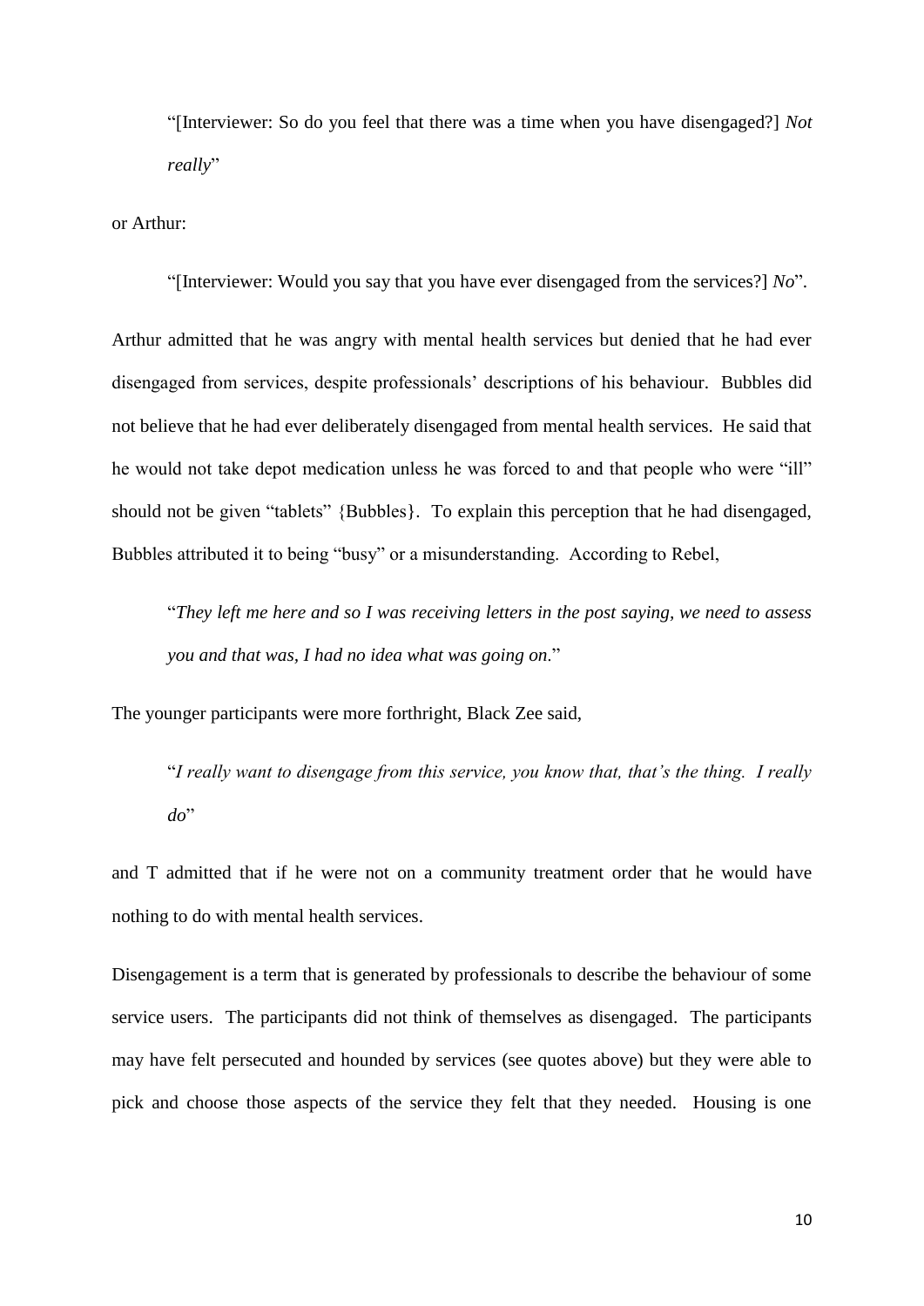> "[Interviewer: So do you feel that there was a time when you have disengaged?] *Not really*"

or Arthur:

> "[Interviewer: Would you say that you have ever disengaged from the services?] *No*".

Arthur admitted that he was angry with mental health services but denied that he had ever disengaged from services, despite professionals' descriptions of his behaviour. Bubbles did not believe that he had ever deliberately disengaged from mental health services. He said that he would not take depot medication unless he was forced to and that people who were "ill" should not be given "tablets" {Bubbles}. To explain this perception that he had disengaged, Bubbles attributed it to being "busy" or a misunderstanding. According to Rebel,

> "*They left me here and so I was receiving letters in the post saying, we need to assess you and that was, I had no idea what was going on.*"

The younger participants were more forthright, Black Zee said,

> "*I really want to disengage from this service, you know that, that's the thing. I really do*"

and T admitted that if he were not on a community treatment order that he would have nothing to do with mental health services.

Disengagement is a term that is generated by professionals to describe the behaviour of some service users. The participants did not think of themselves as disengaged. The participants may have felt persecuted and hounded by services (see quotes above) but they were able to pick and choose those aspects of the service they felt that they needed. Housing is one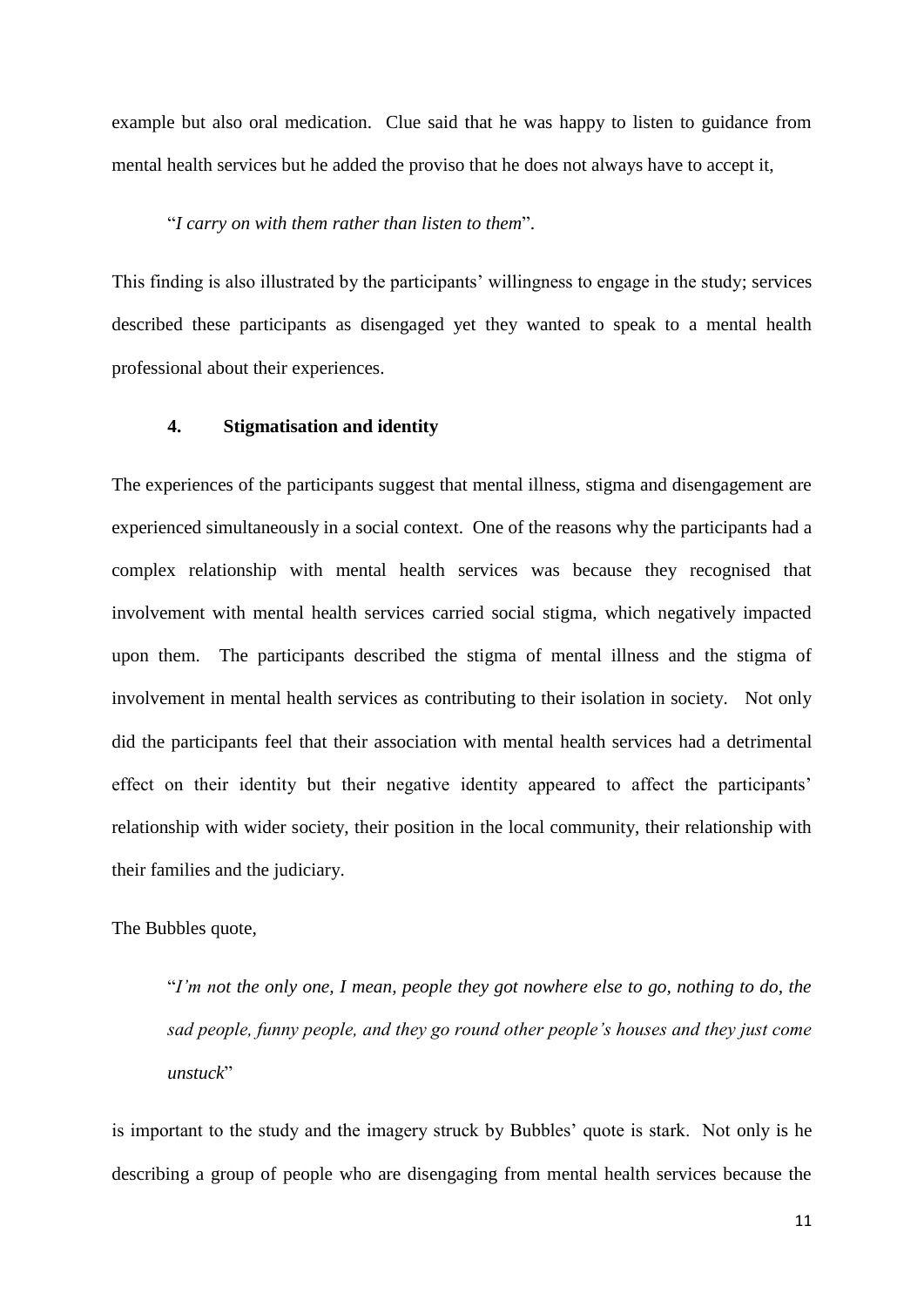example but also oral medication. Clue said that he was happy to listen to guidance from mental health services but he added the proviso that he does not always have to accept it,

> "*I carry on with them rather than listen to them*".

This finding is also illustrated by the participants' willingness to engage in the study; services described these participants as disengaged yet they wanted to speak to a mental health professional about their experiences.

### 4. Stigmatisation and identity

The experiences of the participants suggest that mental illness, stigma and disengagement are experienced simultaneously in a social context. One of the reasons why the participants had a complex relationship with mental health services was because they recognised that involvement with mental health services carried social stigma, which negatively impacted upon them. The participants described the stigma of mental illness and the stigma of involvement in mental health services as contributing to their isolation in society. Not only did the participants feel that their association with mental health services had a detrimental effect on their identity but their negative identity appeared to affect the participants' relationship with wider society, their position in the local community, their relationship with their families and the judiciary.

The Bubbles quote,

> "*I'm not the only one, I mean, people they got nowhere else to go, nothing to do, the sad people, funny people, and they go round other people's houses and they just come unstuck*"

is important to the study and the imagery struck by Bubbles' quote is stark. Not only is he describing a group of people who are disengaging from mental health services because the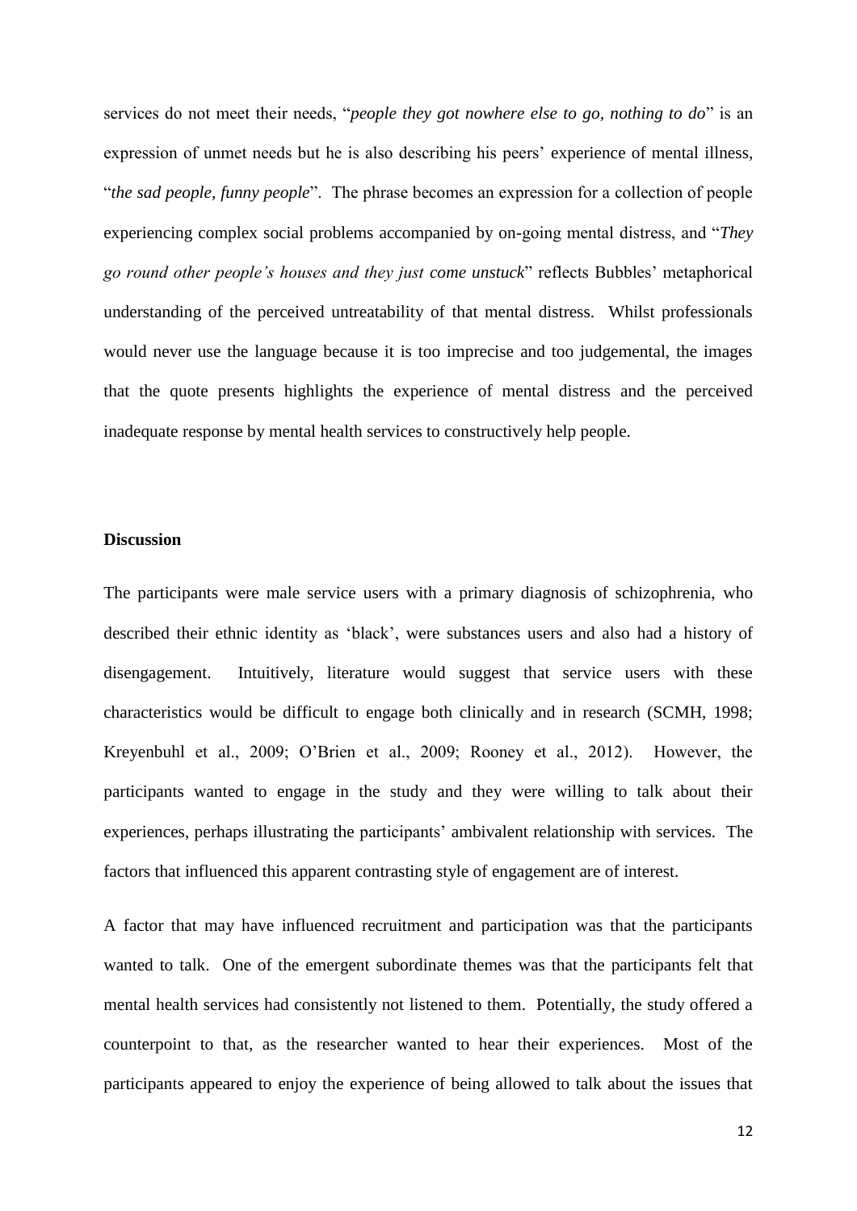services do not meet their needs, "*people they got nowhere else to go, nothing to do*" is an expression of unmet needs but he is also describing his peers' experience of mental illness, "*the sad people, funny people*". The phrase becomes an expression for a collection of people experiencing complex social problems accompanied by on-going mental distress, and "*They go round other people's houses and they just come unstuck*" reflects Bubbles' metaphorical understanding of the perceived untreatability of that mental distress. Whilst professionals would never use the language because it is too imprecise and too judgemental, the images that the quote presents highlights the experience of mental distress and the perceived inadequate response by mental health services to constructively help people.

## Discussion

The participants were male service users with a primary diagnosis of schizophrenia, who described their ethnic identity as 'black', were substances users and also had a history of disengagement. Intuitively, literature would suggest that service users with these characteristics would be difficult to engage both clinically and in research (SCMH, 1998; Kreyenbuhl et al., 2009; O'Brien et al., 2009; Rooney et al., 2012). However, the participants wanted to engage in the study and they were willing to talk about their experiences, perhaps illustrating the participants' ambivalent relationship with services. The factors that influenced this apparent contrasting style of engagement are of interest.

A factor that may have influenced recruitment and participation was that the participants wanted to talk. One of the emergent subordinate themes was that the participants felt that mental health services had consistently not listened to them. Potentially, the study offered a counterpoint to that, as the researcher wanted to hear their experiences. Most of the participants appeared to enjoy the experience of being allowed to talk about the issues that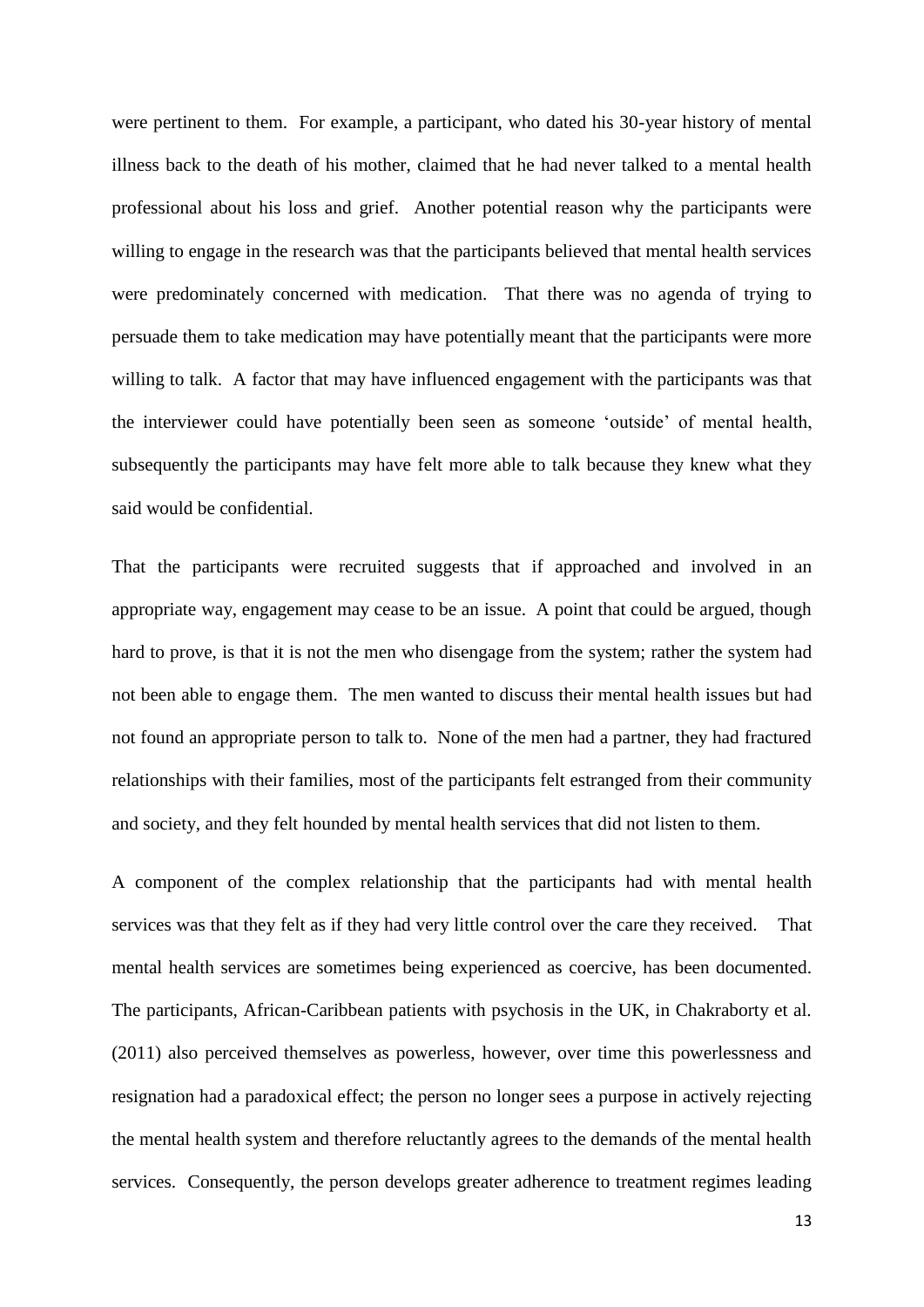were pertinent to them. For example, a participant, who dated his 30-year history of mental illness back to the death of his mother, claimed that he had never talked to a mental health professional about his loss and grief. Another potential reason why the participants were willing to engage in the research was that the participants believed that mental health services were predominately concerned with medication. That there was no agenda of trying to persuade them to take medication may have potentially meant that the participants were more willing to talk. A factor that may have influenced engagement with the participants was that the interviewer could have potentially been seen as someone 'outside' of mental health, subsequently the participants may have felt more able to talk because they knew what they said would be confidential.

That the participants were recruited suggests that if approached and involved in an appropriate way, engagement may cease to be an issue. A point that could be argued, though hard to prove, is that it is not the men who disengage from the system; rather the system had not been able to engage them. The men wanted to discuss their mental health issues but had not found an appropriate person to talk to. None of the men had a partner, they had fractured relationships with their families, most of the participants felt estranged from their community and society, and they felt hounded by mental health services that did not listen to them.

A component of the complex relationship that the participants had with mental health services was that they felt as if they had very little control over the care they received. That mental health services are sometimes being experienced as coercive, has been documented. The participants, African-Caribbean patients with psychosis in the UK, in Chakraborty et al. (2011) also perceived themselves as powerless, however, over time this powerlessness and resignation had a paradoxical effect; the person no longer sees a purpose in actively rejecting the mental health system and therefore reluctantly agrees to the demands of the mental health services. Consequently, the person develops greater adherence to treatment regimes leading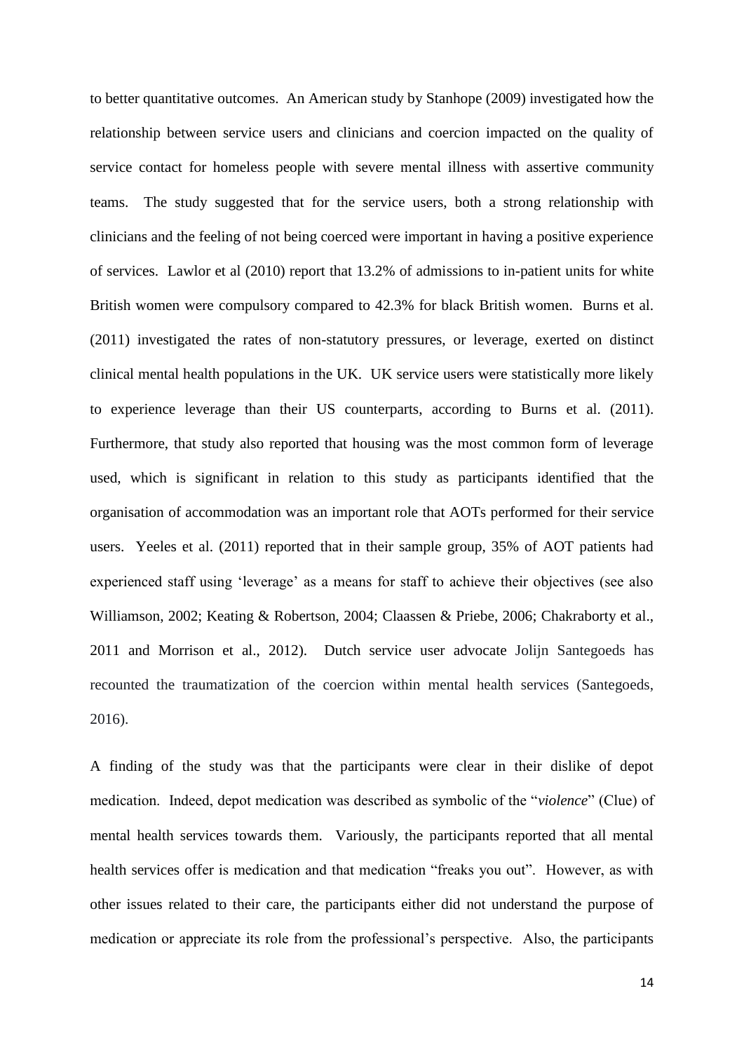to better quantitative outcomes. An American study by Stanhope (2009) investigated how the relationship between service users and clinicians and coercion impacted on the quality of service contact for homeless people with severe mental illness with assertive community teams. The study suggested that for the service users, both a strong relationship with clinicians and the feeling of not being coerced were important in having a positive experience of services. Lawlor et al (2010) report that 13.2% of admissions to in-patient units for white British women were compulsory compared to 42.3% for black British women. Burns et al. (2011) investigated the rates of non-statutory pressures, or leverage, exerted on distinct clinical mental health populations in the UK. UK service users were statistically more likely to experience leverage than their US counterparts, according to Burns et al. (2011). Furthermore, that study also reported that housing was the most common form of leverage used, which is significant in relation to this study as participants identified that the organisation of accommodation was an important role that AOTs performed for their service users. Yeeles et al. (2011) reported that in their sample group, 35% of AOT patients had experienced staff using 'leverage' as a means for staff to achieve their objectives (see also Williamson, 2002; Keating & Robertson, 2004; Claassen & Priebe, 2006; Chakraborty et al., 2011 and Morrison et al., 2012). Dutch service user advocate Jolijn Santegoeds has recounted the traumatization of the coercion within mental health services (Santegoeds, 2016).

A finding of the study was that the participants were clear in their dislike of depot medication. Indeed, depot medication was described as symbolic of the "*violence*" (Clue) of mental health services towards them. Variously, the participants reported that all mental health services offer is medication and that medication "freaks you out". However, as with other issues related to their care, the participants either did not understand the purpose of medication or appreciate its role from the professional's perspective. Also, the participants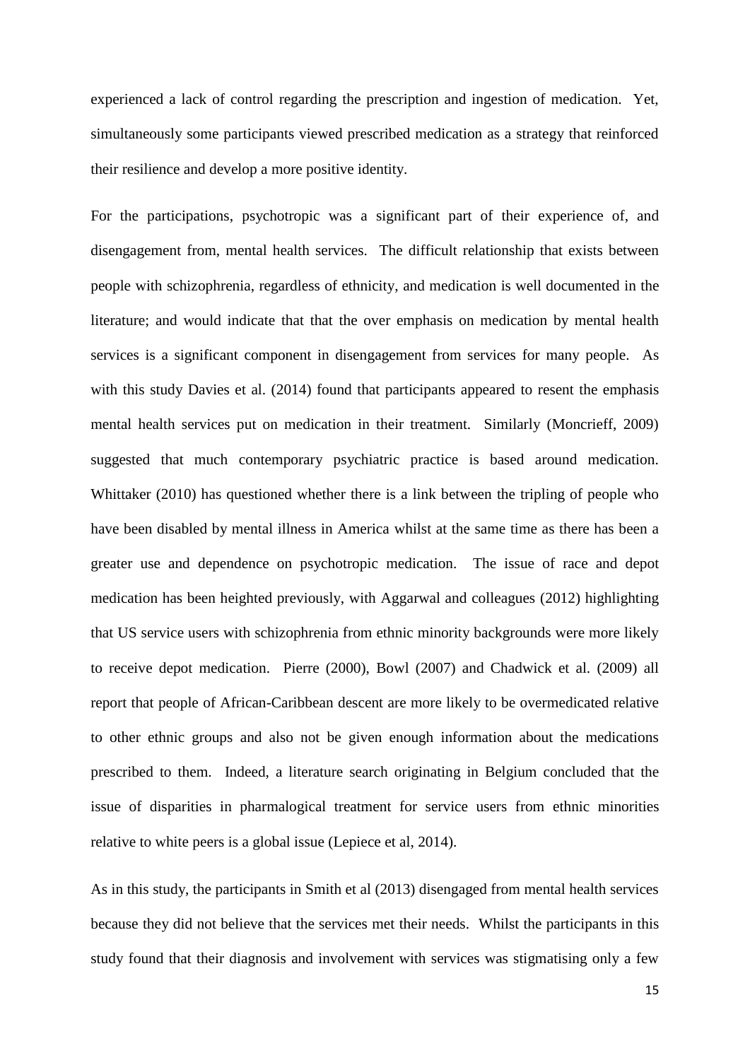experienced a lack of control regarding the prescription and ingestion of medication. Yet, simultaneously some participants viewed prescribed medication as a strategy that reinforced their resilience and develop a more positive identity.

For the participations, psychotropic was a significant part of their experience of, and disengagement from, mental health services. The difficult relationship that exists between people with schizophrenia, regardless of ethnicity, and medication is well documented in the literature; and would indicate that that the over emphasis on medication by mental health services is a significant component in disengagement from services for many people. As with this study Davies et al. (2014) found that participants appeared to resent the emphasis mental health services put on medication in their treatment. Similarly (Moncrieff, 2009) suggested that much contemporary psychiatric practice is based around medication. Whittaker (2010) has questioned whether there is a link between the tripling of people who have been disabled by mental illness in America whilst at the same time as there has been a greater use and dependence on psychotropic medication. The issue of race and depot medication has been heighted previously, with Aggarwal and colleagues (2012) highlighting that US service users with schizophrenia from ethnic minority backgrounds were more likely to receive depot medication. Pierre (2000), Bowl (2007) and Chadwick et al. (2009) all report that people of African-Caribbean descent are more likely to be overmedicated relative to other ethnic groups and also not be given enough information about the medications prescribed to them. Indeed, a literature search originating in Belgium concluded that the issue of disparities in pharmalogical treatment for service users from ethnic minorities relative to white peers is a global issue (Lepiece et al, 2014).

As in this study, the participants in Smith et al (2013) disengaged from mental health services because they did not believe that the services met their needs. Whilst the participants in this study found that their diagnosis and involvement with services was stigmatising only a few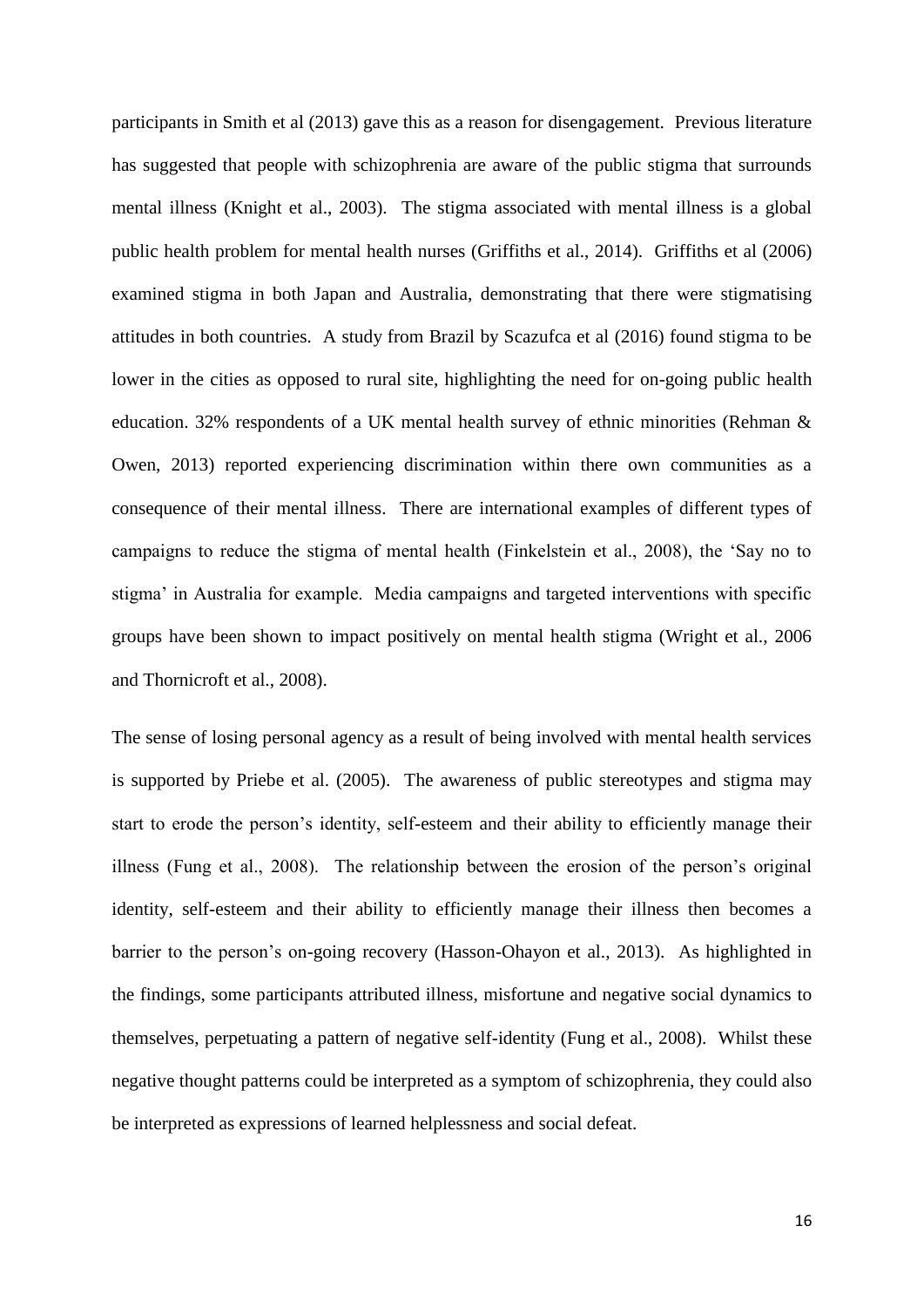participants in Smith et al (2013) gave this as a reason for disengagement. Previous literature has suggested that people with schizophrenia are aware of the public stigma that surrounds mental illness (Knight et al., 2003). The stigma associated with mental illness is a global public health problem for mental health nurses (Griffiths et al., 2014). Griffiths et al (2006) examined stigma in both Japan and Australia, demonstrating that there were stigmatising attitudes in both countries. A study from Brazil by Scazufca et al (2016) found stigma to be lower in the cities as opposed to rural site, highlighting the need for on-going public health education. 32% respondents of a UK mental health survey of ethnic minorities (Rehman & Owen, 2013) reported experiencing discrimination within there own communities as a consequence of their mental illness. There are international examples of different types of campaigns to reduce the stigma of mental health (Finkelstein et al., 2008), the 'Say no to stigma' in Australia for example. Media campaigns and targeted interventions with specific groups have been shown to impact positively on mental health stigma (Wright et al., 2006 and Thornicroft et al., 2008).

The sense of losing personal agency as a result of being involved with mental health services is supported by Priebe et al. (2005). The awareness of public stereotypes and stigma may start to erode the person's identity, self-esteem and their ability to efficiently manage their illness (Fung et al., 2008). The relationship between the erosion of the person's original identity, self-esteem and their ability to efficiently manage their illness then becomes a barrier to the person's on-going recovery (Hasson-Ohayon et al., 2013). As highlighted in the findings, some participants attributed illness, misfortune and negative social dynamics to themselves, perpetuating a pattern of negative self-identity (Fung et al., 2008). Whilst these negative thought patterns could be interpreted as a symptom of schizophrenia, they could also be interpreted as expressions of learned helplessness and social defeat.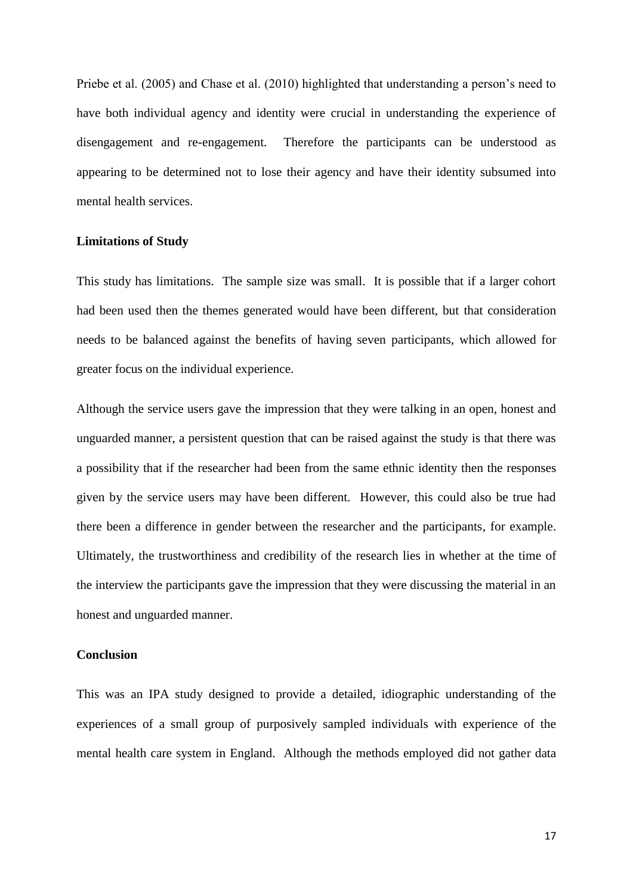Priebe et al. (2005) and Chase et al. (2010) highlighted that understanding a person's need to have both individual agency and identity were crucial in understanding the experience of disengagement and re-engagement. Therefore the participants can be understood as appearing to be determined not to lose their agency and have their identity subsumed into mental health services.

**Limitations of Study**

This study has limitations. The sample size was small. It is possible that if a larger cohort had been used then the themes generated would have been different, but that consideration needs to be balanced against the benefits of having seven participants, which allowed for greater focus on the individual experience.

Although the service users gave the impression that they were talking in an open, honest and unguarded manner, a persistent question that can be raised against the study is that there was a possibility that if the researcher had been from the same ethnic identity then the responses given by the service users may have been different. However, this could also be true had there been a difference in gender between the researcher and the participants, for example. Ultimately, the trustworthiness and credibility of the research lies in whether at the time of the interview the participants gave the impression that they were discussing the material in an honest and unguarded manner.

**Conclusion**

This was an IPA study designed to provide a detailed, idiographic understanding of the experiences of a small group of purposively sampled individuals with experience of the mental health care system in England. Although the methods employed did not gather data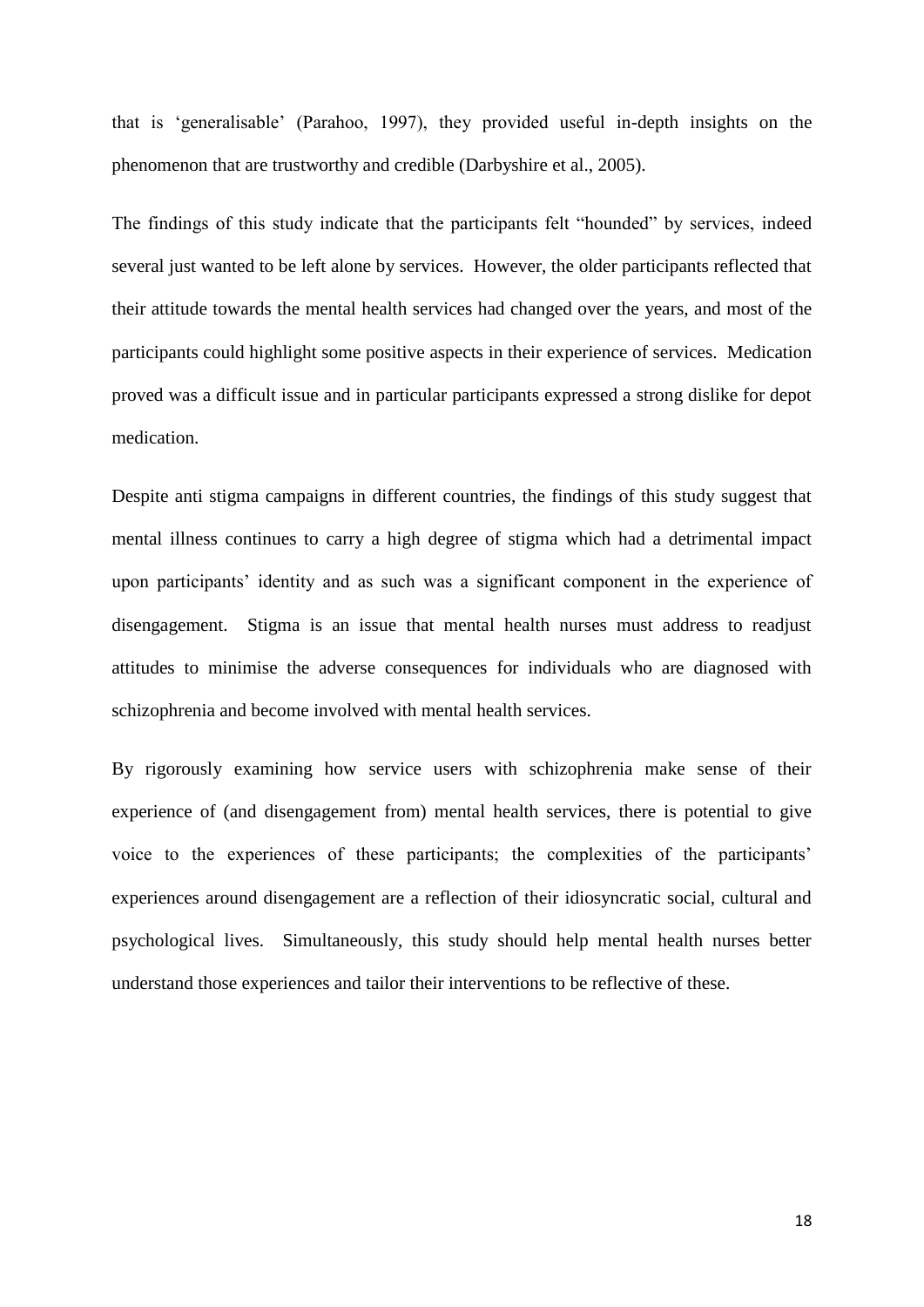that is 'generalisable' (Parahoo, 1997), they provided useful in-depth insights on the phenomenon that are trustworthy and credible (Darbyshire et al., 2005).

The findings of this study indicate that the participants felt "hounded" by services, indeed several just wanted to be left alone by services. However, the older participants reflected that their attitude towards the mental health services had changed over the years, and most of the participants could highlight some positive aspects in their experience of services. Medication proved was a difficult issue and in particular participants expressed a strong dislike for depot medication.

Despite anti stigma campaigns in different countries, the findings of this study suggest that mental illness continues to carry a high degree of stigma which had a detrimental impact upon participants' identity and as such was a significant component in the experience of disengagement. Stigma is an issue that mental health nurses must address to readjust attitudes to minimise the adverse consequences for individuals who are diagnosed with schizophrenia and become involved with mental health services.

By rigorously examining how service users with schizophrenia make sense of their experience of (and disengagement from) mental health services, there is potential to give voice to the experiences of these participants; the complexities of the participants' experiences around disengagement are a reflection of their idiosyncratic social, cultural and psychological lives. Simultaneously, this study should help mental health nurses better understand those experiences and tailor their interventions to be reflective of these.